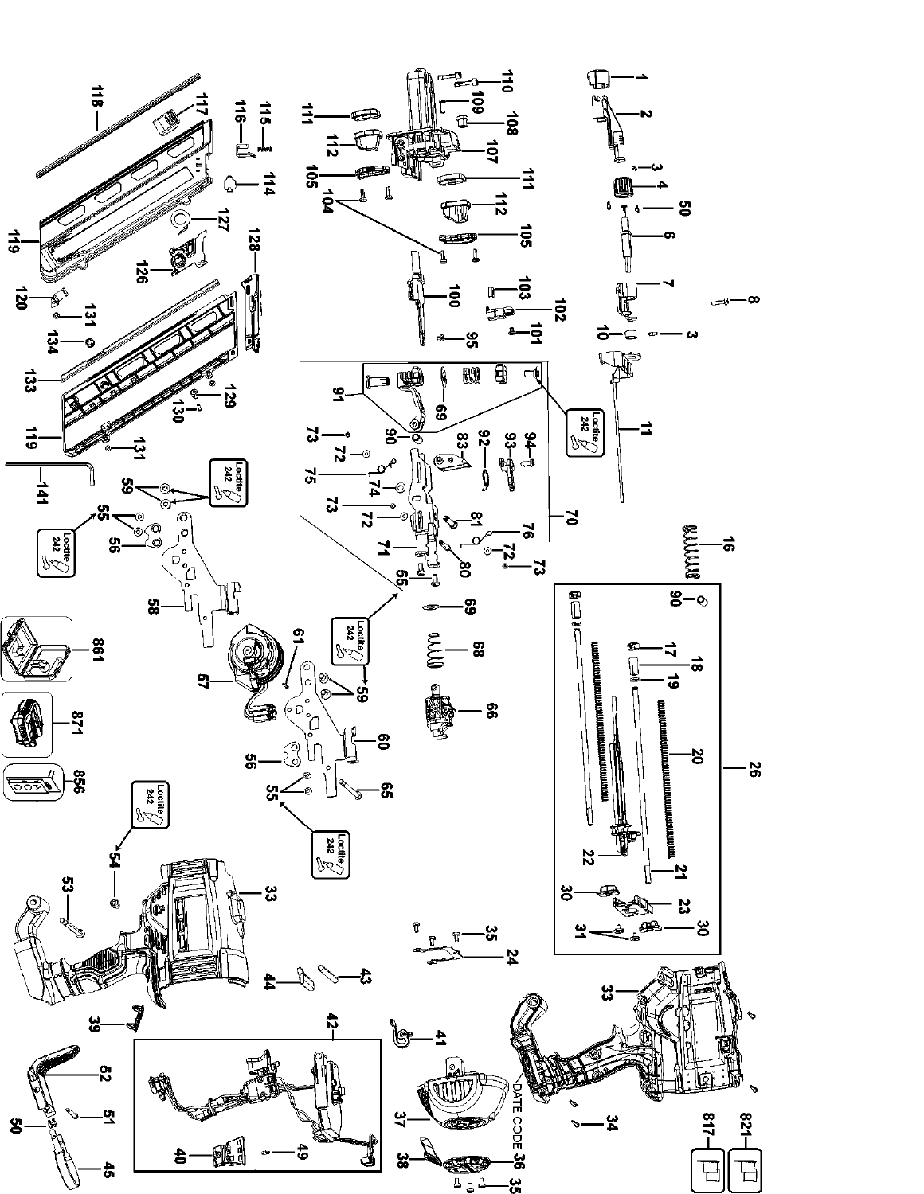1 2 3 4 50 6 7 8 10 3 11 16 90 17 18 19 20 21 22 23 30 31 30 26

110 109 108 107 111 112 111 112 105 104 105 100 103 102 101 95

91 69 90 83 92 93 94 Loctite 242 73 72 75 74 73 72 81 76 71 80 72 73 55 70

69 68 66

118 117 116 115 114 127 126 128 119 120 131 134 133 129 130 119 131 141

59 Loctite 242 55 Loctite 242 56 58 57 61 59 Loctite 242 60 56 55 65 Loctite 242

861 871 856

54 Loctite 242 53 33 44 43 39 42 40 49 52 51 50 45

35 24 41 37 DATE CODE 36 38 35

33 34 817 821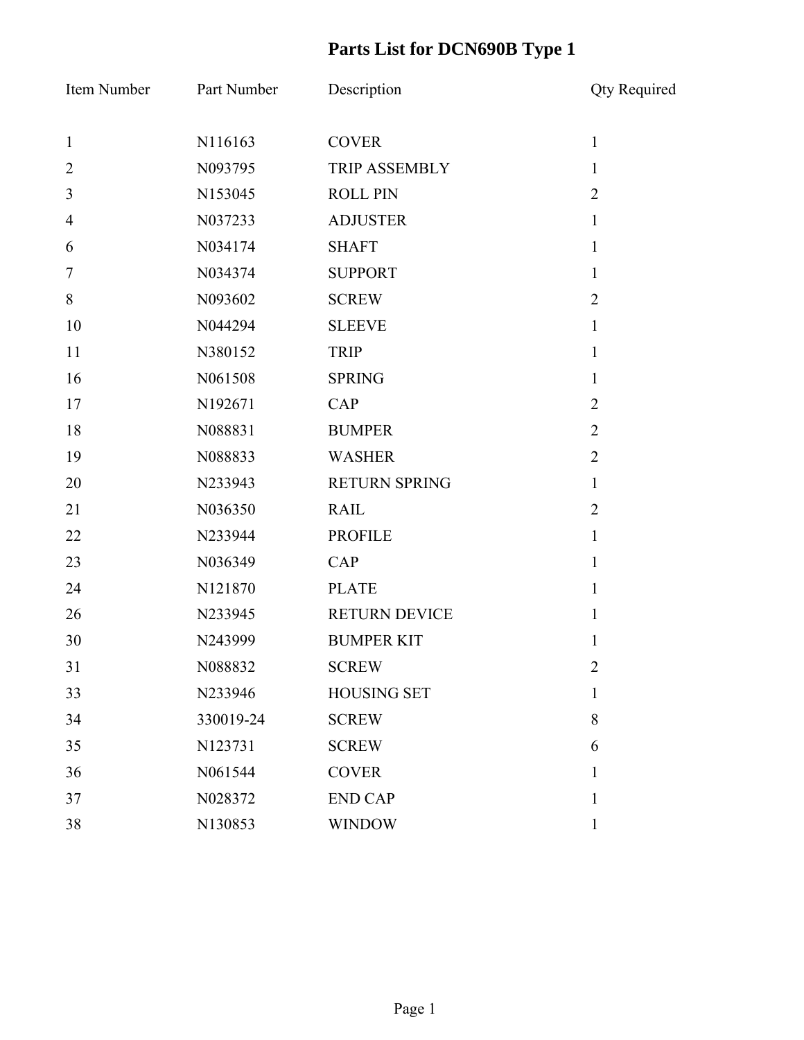# Parts List for DCN690B Type 1

| Item Number | Part Number | Description | Qty Required |
| --- | --- | --- | --- |
| 1 | N116163 | COVER | 1 |
| 2 | N093795 | TRIP ASSEMBLY | 1 |
| 3 | N153045 | ROLL PIN | 2 |
| 4 | N037233 | ADJUSTER | 1 |
| 6 | N034174 | SHAFT | 1 |
| 7 | N034374 | SUPPORT | 1 |
| 8 | N093602 | SCREW | 2 |
| 10 | N044294 | SLEEVE | 1 |
| 11 | N380152 | TRIP | 1 |
| 16 | N061508 | SPRING | 1 |
| 17 | N192671 | CAP | 2 |
| 18 | N088831 | BUMPER | 2 |
| 19 | N088833 | WASHER | 2 |
| 20 | N233943 | RETURN SPRING | 1 |
| 21 | N036350 | RAIL | 2 |
| 22 | N233944 | PROFILE | 1 |
| 23 | N036349 | CAP | 1 |
| 24 | N121870 | PLATE | 1 |
| 26 | N233945 | RETURN DEVICE | 1 |
| 30 | N243999 | BUMPER KIT | 1 |
| 31 | N088832 | SCREW | 2 |
| 33 | N233946 | HOUSING SET | 1 |
| 34 | 330019-24 | SCREW | 8 |
| 35 | N123731 | SCREW | 6 |
| 36 | N061544 | COVER | 1 |
| 37 | N028372 | END CAP | 1 |
| 38 | N130853 | WINDOW | 1 |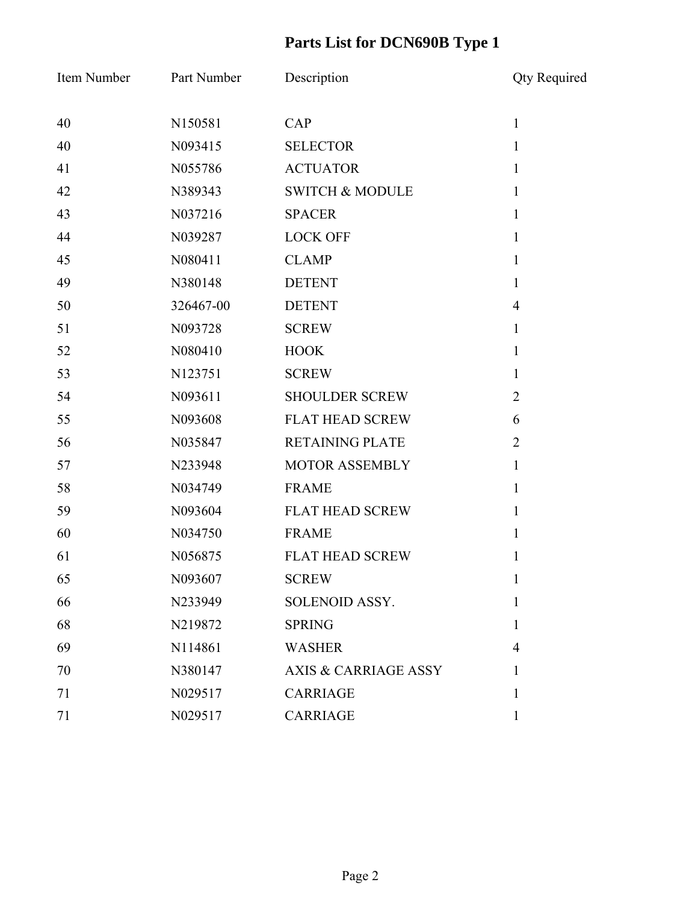# Parts List for DCN690B Type 1

| Item Number | Part Number | Description | Qty Required |
|---|---|---|---|
| 40 | N150581 | CAP | 1 |
| 40 | N093415 | SELECTOR | 1 |
| 41 | N055786 | ACTUATOR | 1 |
| 42 | N389343 | SWITCH & MODULE | 1 |
| 43 | N037216 | SPACER | 1 |
| 44 | N039287 | LOCK OFF | 1 |
| 45 | N080411 | CLAMP | 1 |
| 49 | N380148 | DETENT | 1 |
| 50 | 326467-00 | DETENT | 4 |
| 51 | N093728 | SCREW | 1 |
| 52 | N080410 | HOOK | 1 |
| 53 | N123751 | SCREW | 1 |
| 54 | N093611 | SHOULDER SCREW | 2 |
| 55 | N093608 | FLAT HEAD SCREW | 6 |
| 56 | N035847 | RETAINING PLATE | 2 |
| 57 | N233948 | MOTOR ASSEMBLY | 1 |
| 58 | N034749 | FRAME | 1 |
| 59 | N093604 | FLAT HEAD SCREW | 1 |
| 60 | N034750 | FRAME | 1 |
| 61 | N056875 | FLAT HEAD SCREW | 1 |
| 65 | N093607 | SCREW | 1 |
| 66 | N233949 | SOLENOID ASSY. | 1 |
| 68 | N219872 | SPRING | 1 |
| 69 | N114861 | WASHER | 4 |
| 70 | N380147 | AXIS & CARRIAGE ASSY | 1 |
| 71 | N029517 | CARRIAGE | 1 |
| 71 | N029517 | CARRIAGE | 1 |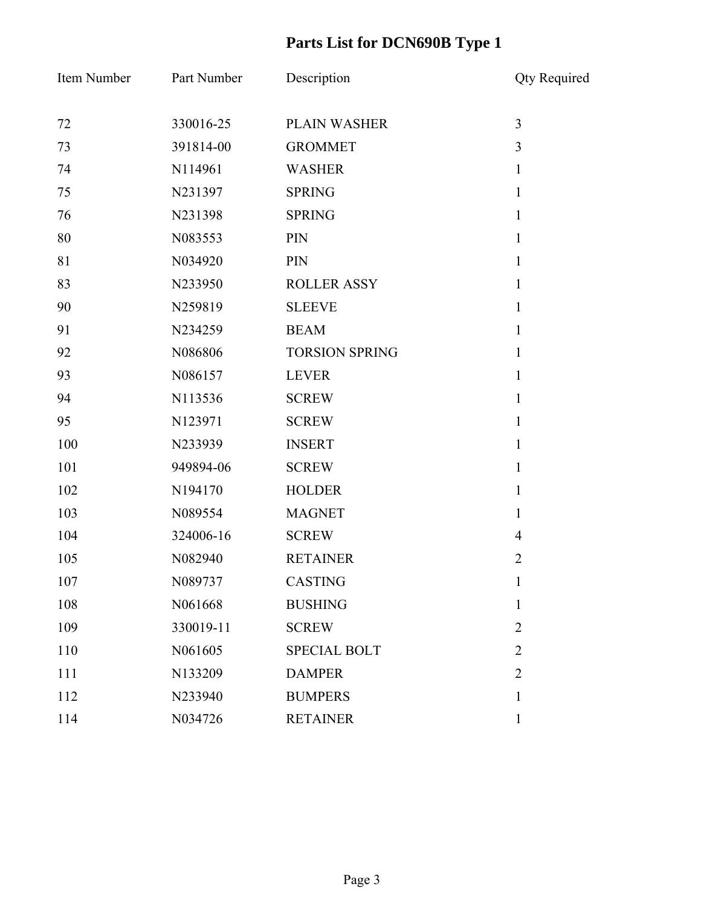# Parts List for DCN690B Type 1

| Item Number | Part Number | Description | Qty Required |
|---|---|---|---|
| 72 | 330016-25 | PLAIN WASHER | 3 |
| 73 | 391814-00 | GROMMET | 3 |
| 74 | N114961 | WASHER | 1 |
| 75 | N231397 | SPRING | 1 |
| 76 | N231398 | SPRING | 1 |
| 80 | N083553 | PIN | 1 |
| 81 | N034920 | PIN | 1 |
| 83 | N233950 | ROLLER ASSY | 1 |
| 90 | N259819 | SLEEVE | 1 |
| 91 | N234259 | BEAM | 1 |
| 92 | N086806 | TORSION SPRING | 1 |
| 93 | N086157 | LEVER | 1 |
| 94 | N113536 | SCREW | 1 |
| 95 | N123971 | SCREW | 1 |
| 100 | N233939 | INSERT | 1 |
| 101 | 949894-06 | SCREW | 1 |
| 102 | N194170 | HOLDER | 1 |
| 103 | N089554 | MAGNET | 1 |
| 104 | 324006-16 | SCREW | 4 |
| 105 | N082940 | RETAINER | 2 |
| 107 | N089737 | CASTING | 1 |
| 108 | N061668 | BUSHING | 1 |
| 109 | 330019-11 | SCREW | 2 |
| 110 | N061605 | SPECIAL BOLT | 2 |
| 111 | N133209 | DAMPER | 2 |
| 112 | N233940 | BUMPERS | 1 |
| 114 | N034726 | RETAINER | 1 |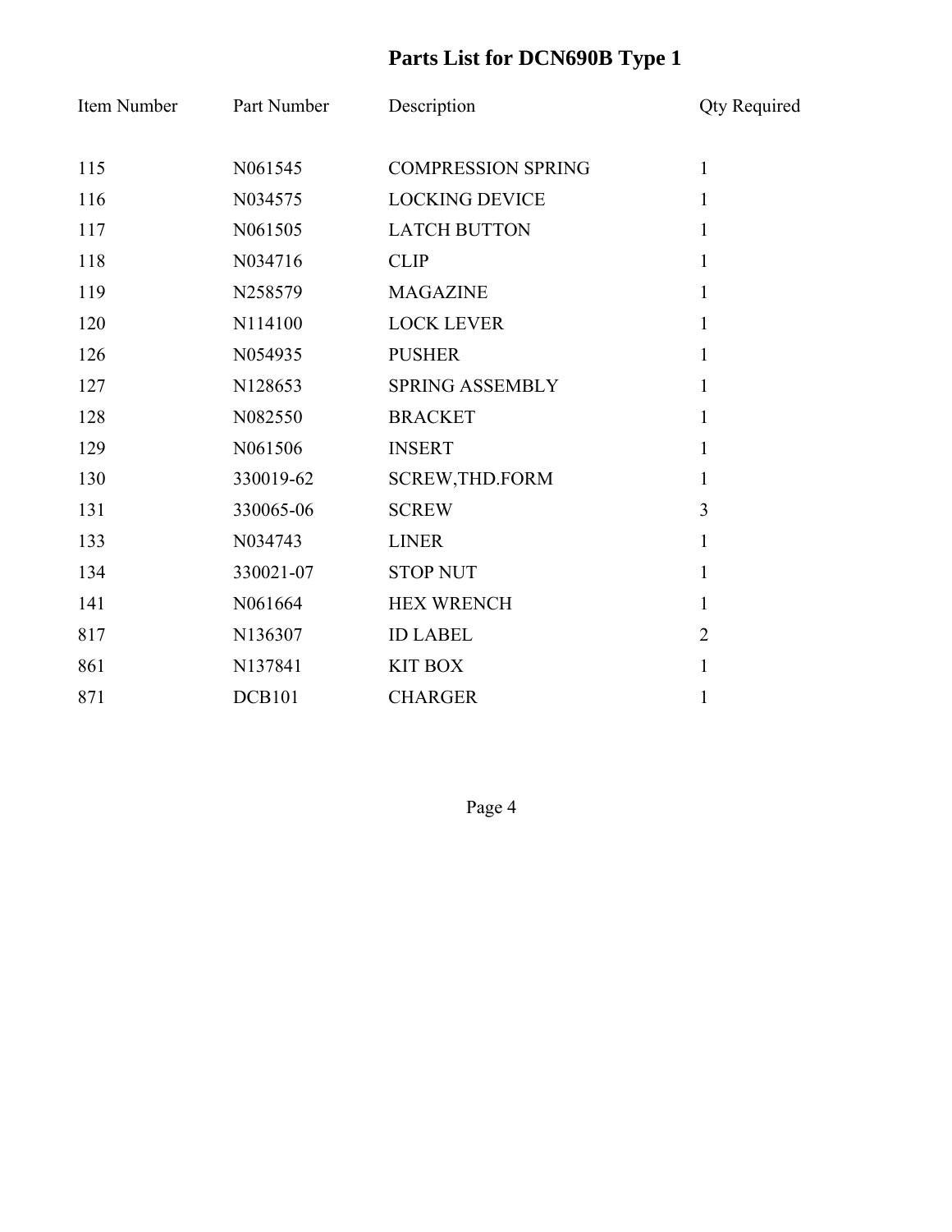# Parts List for DCN690B Type 1

| Item Number | Part Number | Description | Qty Required |
|---|---|---|---|
| 115 | N061545 | COMPRESSION SPRING | 1 |
| 116 | N034575 | LOCKING DEVICE | 1 |
| 117 | N061505 | LATCH BUTTON | 1 |
| 118 | N034716 | CLIP | 1 |
| 119 | N258579 | MAGAZINE | 1 |
| 120 | N114100 | LOCK LEVER | 1 |
| 126 | N054935 | PUSHER | 1 |
| 127 | N128653 | SPRING ASSEMBLY | 1 |
| 128 | N082550 | BRACKET | 1 |
| 129 | N061506 | INSERT | 1 |
| 130 | 330019-62 | SCREW,THD.FORM | 1 |
| 131 | 330065-06 | SCREW | 3 |
| 133 | N034743 | LINER | 1 |
| 134 | 330021-07 | STOP NUT | 1 |
| 141 | N061664 | HEX WRENCH | 1 |
| 817 | N136307 | ID LABEL | 2 |
| 861 | N137841 | KIT BOX | 1 |
| 871 | DCB101 | CHARGER | 1 |